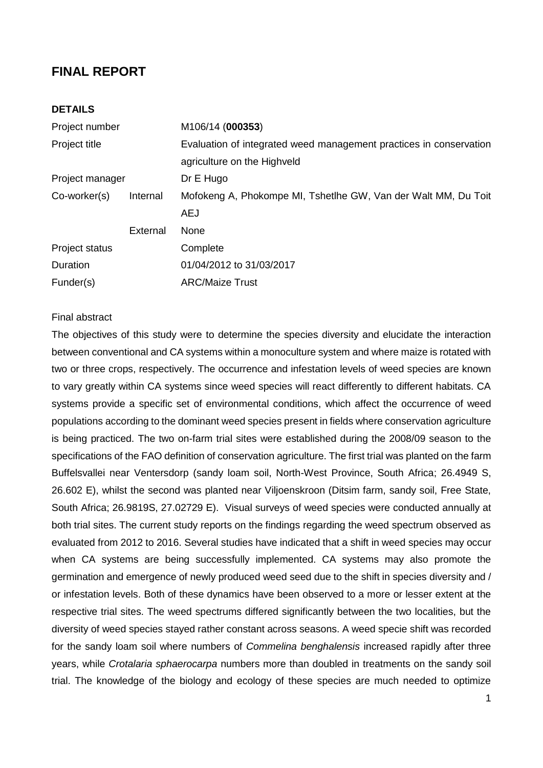# FINAL REPORT

## DETAILS

| | | |
|---|---|---|
| Project number | | M106/14 (**000353**) |
| Project title | | Evaluation of integrated weed management practices in conservation agriculture on the Highveld |
| Project manager | | Dr E Hugo |
| Co-worker(s) | Internal | Mofokeng A, Phokompe MI, Tshetlhe GW, Van der Walt MM, Du Toit AEJ |
| | External | None |
| Project status | | Complete |
| Duration | | 01/04/2012 to 31/03/2017 |
| Funder(s) | | ARC/Maize Trust |

Final abstract

The objectives of this study were to determine the species diversity and elucidate the interaction between conventional and CA systems within a monoculture system and where maize is rotated with two or three crops, respectively. The occurrence and infestation levels of weed species are known to vary greatly within CA systems since weed species will react differently to different habitats. CA systems provide a specific set of environmental conditions, which affect the occurrence of weed populations according to the dominant weed species present in fields where conservation agriculture is being practiced. The two on-farm trial sites were established during the 2008/09 season to the specifications of the FAO definition of conservation agriculture. The first trial was planted on the farm Buffelsvallei near Ventersdorp (sandy loam soil, North-West Province, South Africa; 26.4949 S, 26.602 E), whilst the second was planted near Viljoenskroon (Ditsim farm, sandy soil, Free State, South Africa; 26.9819S, 27.02729 E). Visual surveys of weed species were conducted annually at both trial sites. The current study reports on the findings regarding the weed spectrum observed as evaluated from 2012 to 2016. Several studies have indicated that a shift in weed species may occur when CA systems are being successfully implemented. CA systems may also promote the germination and emergence of newly produced weed seed due to the shift in species diversity and / or infestation levels. Both of these dynamics have been observed to a more or lesser extent at the respective trial sites. The weed spectrums differed significantly between the two localities, but the diversity of weed species stayed rather constant across seasons. A weed specie shift was recorded for the sandy loam soil where numbers of *Commelina benghalensis* increased rapidly after three years, while *Crotalaria sphaerocarpa* numbers more than doubled in treatments on the sandy soil trial. The knowledge of the biology and ecology of these species are much needed to optimize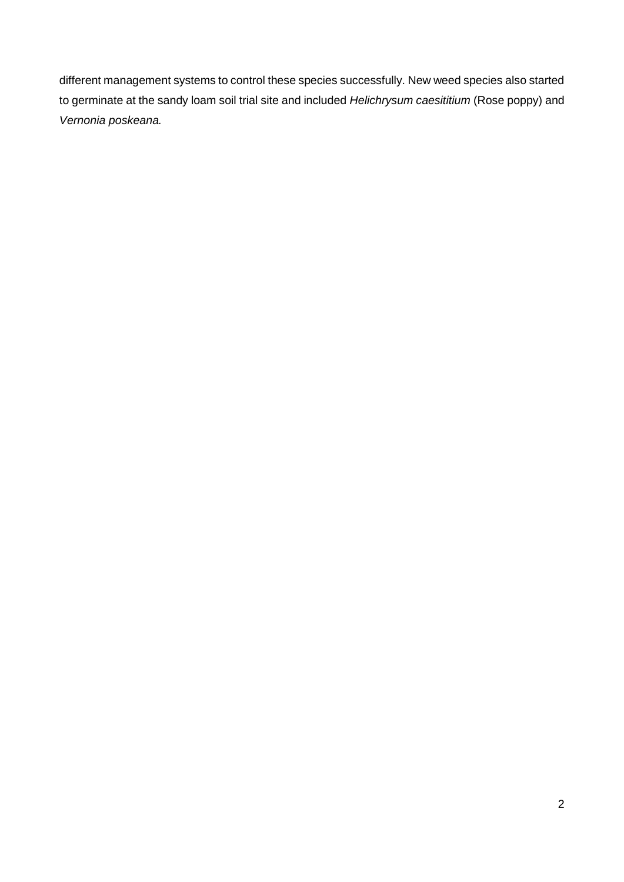different management systems to control these species successfully. New weed species also started to germinate at the sandy loam soil trial site and included *Helichrysum caesititium* (Rose poppy) and *Vernonia poskeana.*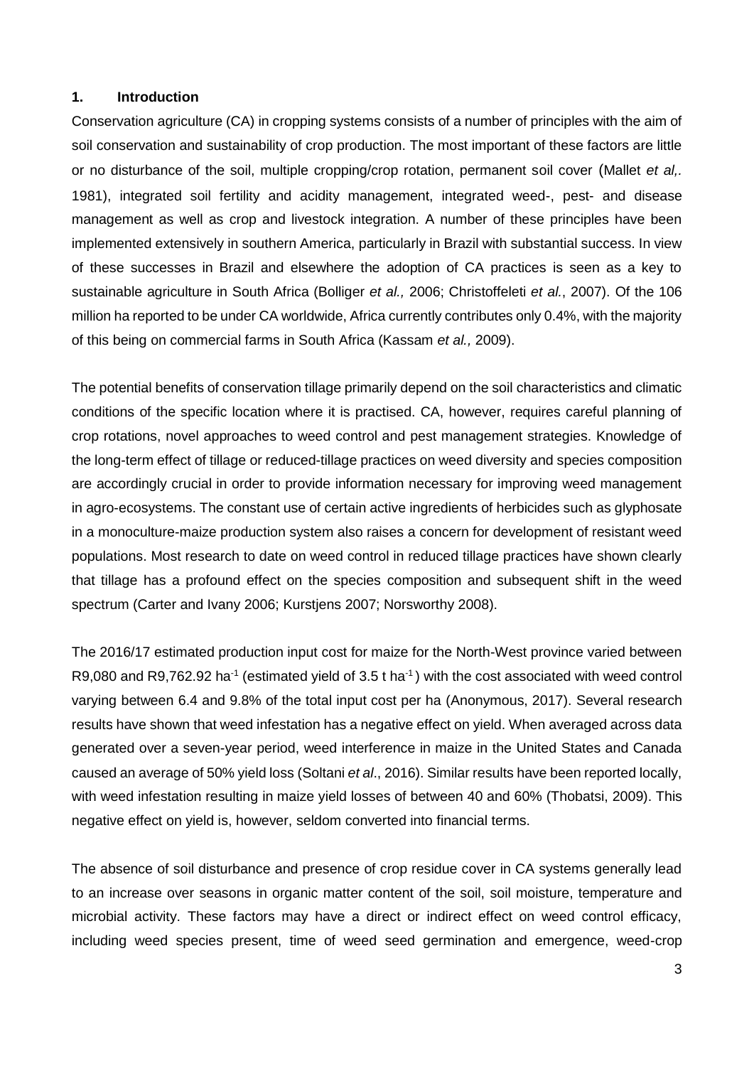## 1. Introduction

Conservation agriculture (CA) in cropping systems consists of a number of principles with the aim of soil conservation and sustainability of crop production. The most important of these factors are little or no disturbance of the soil, multiple cropping/crop rotation, permanent soil cover (Mallet *et al,.* 1981), integrated soil fertility and acidity management, integrated weed-, pest- and disease management as well as crop and livestock integration. A number of these principles have been implemented extensively in southern America, particularly in Brazil with substantial success. In view of these successes in Brazil and elsewhere the adoption of CA practices is seen as a key to sustainable agriculture in South Africa (Bolliger *et al.,* 2006; Christoffeleti *et al.*, 2007). Of the 106 million ha reported to be under CA worldwide, Africa currently contributes only 0.4%, with the majority of this being on commercial farms in South Africa (Kassam *et al.,* 2009).

The potential benefits of conservation tillage primarily depend on the soil characteristics and climatic conditions of the specific location where it is practised. CA, however, requires careful planning of crop rotations, novel approaches to weed control and pest management strategies. Knowledge of the long-term effect of tillage or reduced-tillage practices on weed diversity and species composition are accordingly crucial in order to provide information necessary for improving weed management in agro-ecosystems. The constant use of certain active ingredients of herbicides such as glyphosate in a monoculture-maize production system also raises a concern for development of resistant weed populations. Most research to date on weed control in reduced tillage practices have shown clearly that tillage has a profound effect on the species composition and subsequent shift in the weed spectrum (Carter and Ivany 2006; Kurstjens 2007; Norsworthy 2008).

The 2016/17 estimated production input cost for maize for the North-West province varied between R9,080 and R9,762.92 ha$^{-1}$ (estimated yield of 3.5 t ha$^{-1}$) with the cost associated with weed control varying between 6.4 and 9.8% of the total input cost per ha (Anonymous, 2017). Several research results have shown that weed infestation has a negative effect on yield. When averaged across data generated over a seven-year period, weed interference in maize in the United States and Canada caused an average of 50% yield loss (Soltani *et al*., 2016). Similar results have been reported locally, with weed infestation resulting in maize yield losses of between 40 and 60% (Thobatsi, 2009). This negative effect on yield is, however, seldom converted into financial terms.

The absence of soil disturbance and presence of crop residue cover in CA systems generally lead to an increase over seasons in organic matter content of the soil, soil moisture, temperature and microbial activity. These factors may have a direct or indirect effect on weed control efficacy, including weed species present, time of weed seed germination and emergence, weed-crop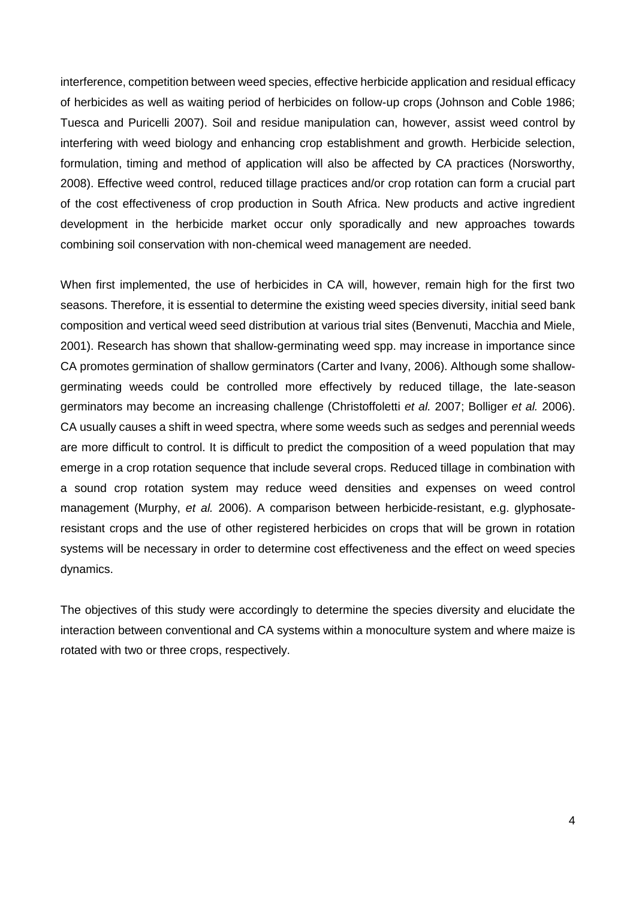interference, competition between weed species, effective herbicide application and residual efficacy of herbicides as well as waiting period of herbicides on follow-up crops (Johnson and Coble 1986; Tuesca and Puricelli 2007). Soil and residue manipulation can, however, assist weed control by interfering with weed biology and enhancing crop establishment and growth. Herbicide selection, formulation, timing and method of application will also be affected by CA practices (Norsworthy, 2008). Effective weed control, reduced tillage practices and/or crop rotation can form a crucial part of the cost effectiveness of crop production in South Africa. New products and active ingredient development in the herbicide market occur only sporadically and new approaches towards combining soil conservation with non-chemical weed management are needed.

When first implemented, the use of herbicides in CA will, however, remain high for the first two seasons. Therefore, it is essential to determine the existing weed species diversity, initial seed bank composition and vertical weed seed distribution at various trial sites (Benvenuti, Macchia and Miele, 2001). Research has shown that shallow-germinating weed spp. may increase in importance since CA promotes germination of shallow germinators (Carter and Ivany, 2006). Although some shallow-germinating weeds could be controlled more effectively by reduced tillage, the late-season germinators may become an increasing challenge (Christoffoletti *et al.* 2007; Bolliger *et al.* 2006). CA usually causes a shift in weed spectra, where some weeds such as sedges and perennial weeds are more difficult to control. It is difficult to predict the composition of a weed population that may emerge in a crop rotation sequence that include several crops. Reduced tillage in combination with a sound crop rotation system may reduce weed densities and expenses on weed control management (Murphy, *et al.* 2006). A comparison between herbicide-resistant, e.g. glyphosate-resistant crops and the use of other registered herbicides on crops that will be grown in rotation systems will be necessary in order to determine cost effectiveness and the effect on weed species dynamics.

The objectives of this study were accordingly to determine the species diversity and elucidate the interaction between conventional and CA systems within a monoculture system and where maize is rotated with two or three crops, respectively.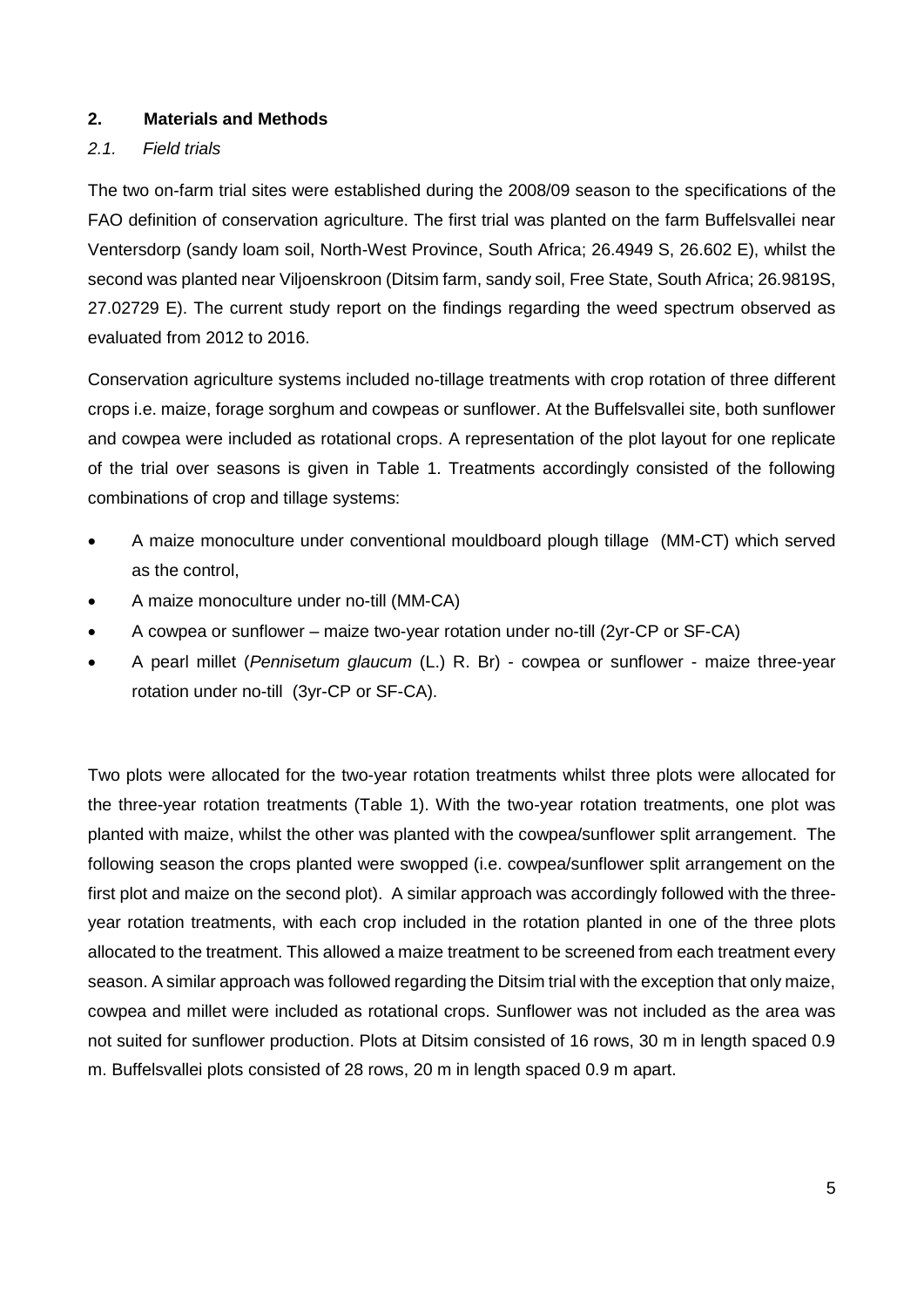## 2. Materials and Methods

### *2.1. Field trials*

The two on-farm trial sites were established during the 2008/09 season to the specifications of the FAO definition of conservation agriculture. The first trial was planted on the farm Buffelsvallei near Ventersdorp (sandy loam soil, North-West Province, South Africa; 26.4949 S, 26.602 E), whilst the second was planted near Viljoenskroon (Ditsim farm, sandy soil, Free State, South Africa; 26.9819S, 27.02729 E). The current study report on the findings regarding the weed spectrum observed as evaluated from 2012 to 2016.

Conservation agriculture systems included no-tillage treatments with crop rotation of three different crops i.e. maize, forage sorghum and cowpeas or sunflower. At the Buffelsvallei site, both sunflower and cowpea were included as rotational crops. A representation of the plot layout for one replicate of the trial over seasons is given in Table 1. Treatments accordingly consisted of the following combinations of crop and tillage systems:

- A maize monoculture under conventional mouldboard plough tillage (MM-CT) which served as the control,
- A maize monoculture under no-till (MM-CA)
- A cowpea or sunflower – maize two-year rotation under no-till (2yr-CP or SF-CA)
- A pearl millet (*Pennisetum glaucum* (L.) R. Br) - cowpea or sunflower - maize three-year rotation under no-till (3yr-CP or SF-CA).

Two plots were allocated for the two-year rotation treatments whilst three plots were allocated for the three-year rotation treatments (Table 1). With the two-year rotation treatments, one plot was planted with maize, whilst the other was planted with the cowpea/sunflower split arrangement. The following season the crops planted were swopped (i.e. cowpea/sunflower split arrangement on the first plot and maize on the second plot). A similar approach was accordingly followed with the three-year rotation treatments, with each crop included in the rotation planted in one of the three plots allocated to the treatment. This allowed a maize treatment to be screened from each treatment every season. A similar approach was followed regarding the Ditsim trial with the exception that only maize, cowpea and millet were included as rotational crops. Sunflower was not included as the area was not suited for sunflower production. Plots at Ditsim consisted of 16 rows, 30 m in length spaced 0.9 m. Buffelsvallei plots consisted of 28 rows, 20 m in length spaced 0.9 m apart.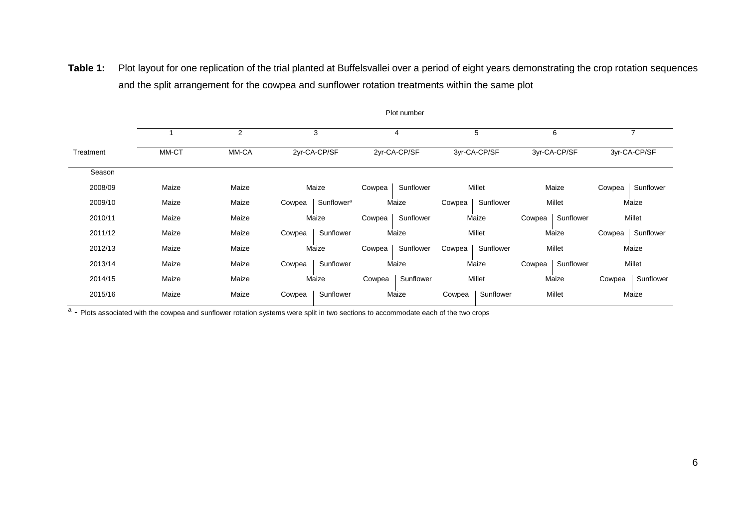**Table 1:** Plot layout for one replication of the trial planted at Buffelsvallei over a period of eight years demonstrating the crop rotation sequences and the split arrangement for the cowpea and sunflower rotation treatments within the same plot

| | Plot number | | | | | | | | | | |
|---|---|---|---|---|---|---|---|---|---|---|---|
| | 1 | 2 | 3 | | 4 | | 5 | | 6 | | 7 | |
| Treatment | MM-CT | MM-CA | 2yr-CA-CP/SF | | 2yr-CA-CP/SF | | 3yr-CA-CP/SF | | 3yr-CA-CP/SF | | 3yr-CA-CP/SF | |
| Season | | | | | | | | | | | | |
| 2008/09 | Maize | Maize | Maize | | Cowpea | Sunflower | Millet | | Maize | | Cowpea | Sunflower |
| 2009/10 | Maize | Maize | Cowpea | Sunflower[a] | Maize | | Cowpea | Sunflower | Millet | | Maize | |
| 2010/11 | Maize | Maize | Maize | | Cowpea | Sunflower | Maize | | Cowpea | Sunflower | Millet | |
| 2011/12 | Maize | Maize | Cowpea | Sunflower | Maize | | Millet | | Maize | | Cowpea | Sunflower |
| 2012/13 | Maize | Maize | Maize | | Cowpea | Sunflower | Cowpea | Sunflower | Millet | | Maize | |
| 2013/14 | Maize | Maize | Cowpea | Sunflower | Maize | | Maize | | Cowpea | Sunflower | Millet | |
| 2014/15 | Maize | Maize | Maize | | Cowpea | Sunflower | Millet | | Maize | | Cowpea | Sunflower |
| 2015/16 | Maize | Maize | Cowpea | Sunflower | Maize | | Cowpea | Sunflower | Millet | | Maize | |

[a] - Plots associated with the cowpea and sunflower rotation systems were split in two sections to accommodate each of the two crops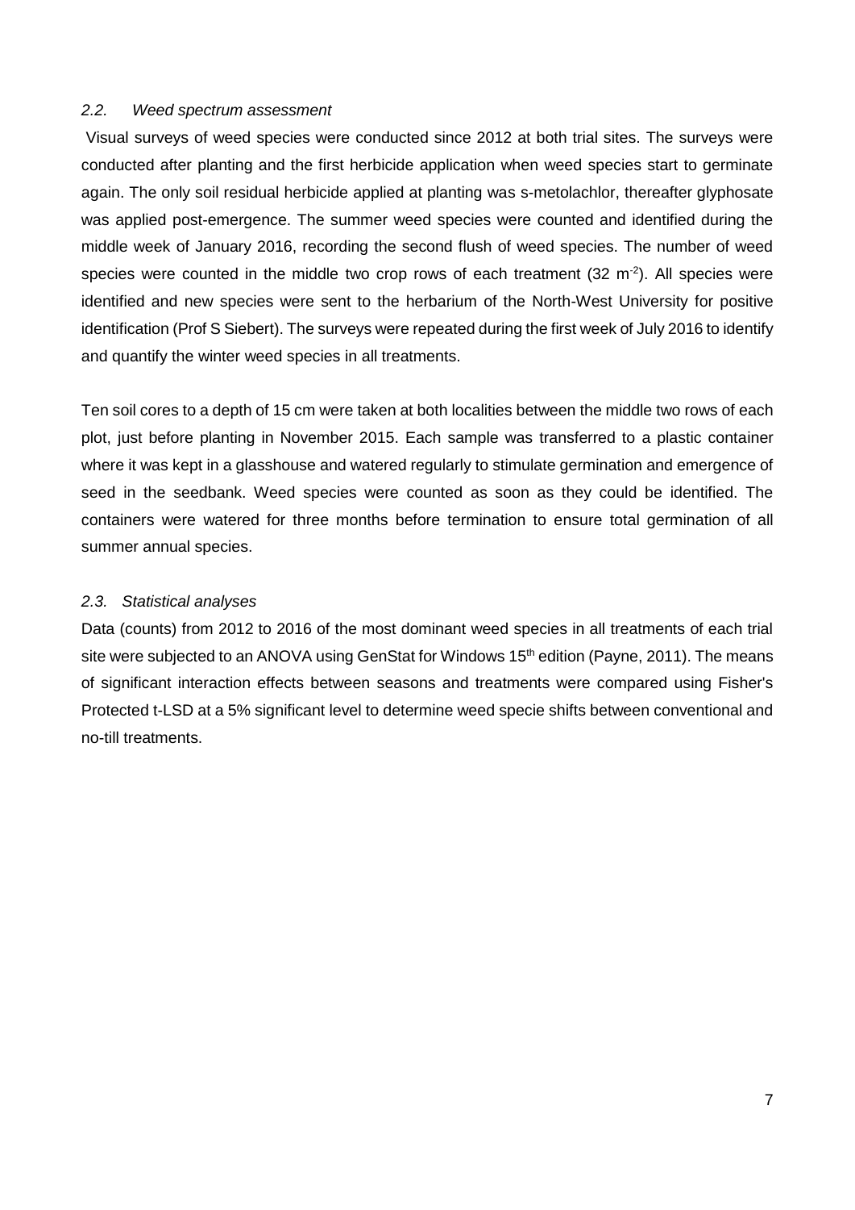### *2.2. Weed spectrum assessment*

Visual surveys of weed species were conducted since 2012 at both trial sites. The surveys were conducted after planting and the first herbicide application when weed species start to germinate again. The only soil residual herbicide applied at planting was s-metolachlor, thereafter glyphosate was applied post-emergence. The summer weed species were counted and identified during the middle week of January 2016, recording the second flush of weed species. The number of weed species were counted in the middle two crop rows of each treatment (32 $m^{-2}$). All species were identified and new species were sent to the herbarium of the North-West University for positive identification (Prof S Siebert). The surveys were repeated during the first week of July 2016 to identify and quantify the winter weed species in all treatments.

Ten soil cores to a depth of 15 cm were taken at both localities between the middle two rows of each plot, just before planting in November 2015. Each sample was transferred to a plastic container where it was kept in a glasshouse and watered regularly to stimulate germination and emergence of seed in the seedbank. Weed species were counted as soon as they could be identified. The containers were watered for three months before termination to ensure total germination of all summer annual species.

### *2.3. Statistical analyses*

Data (counts) from 2012 to 2016 of the most dominant weed species in all treatments of each trial site were subjected to an ANOVA using GenStat for Windows 15th edition (Payne, 2011). The means of significant interaction effects between seasons and treatments were compared using Fisher's Protected t-LSD at a 5% significant level to determine weed specie shifts between conventional and no-till treatments.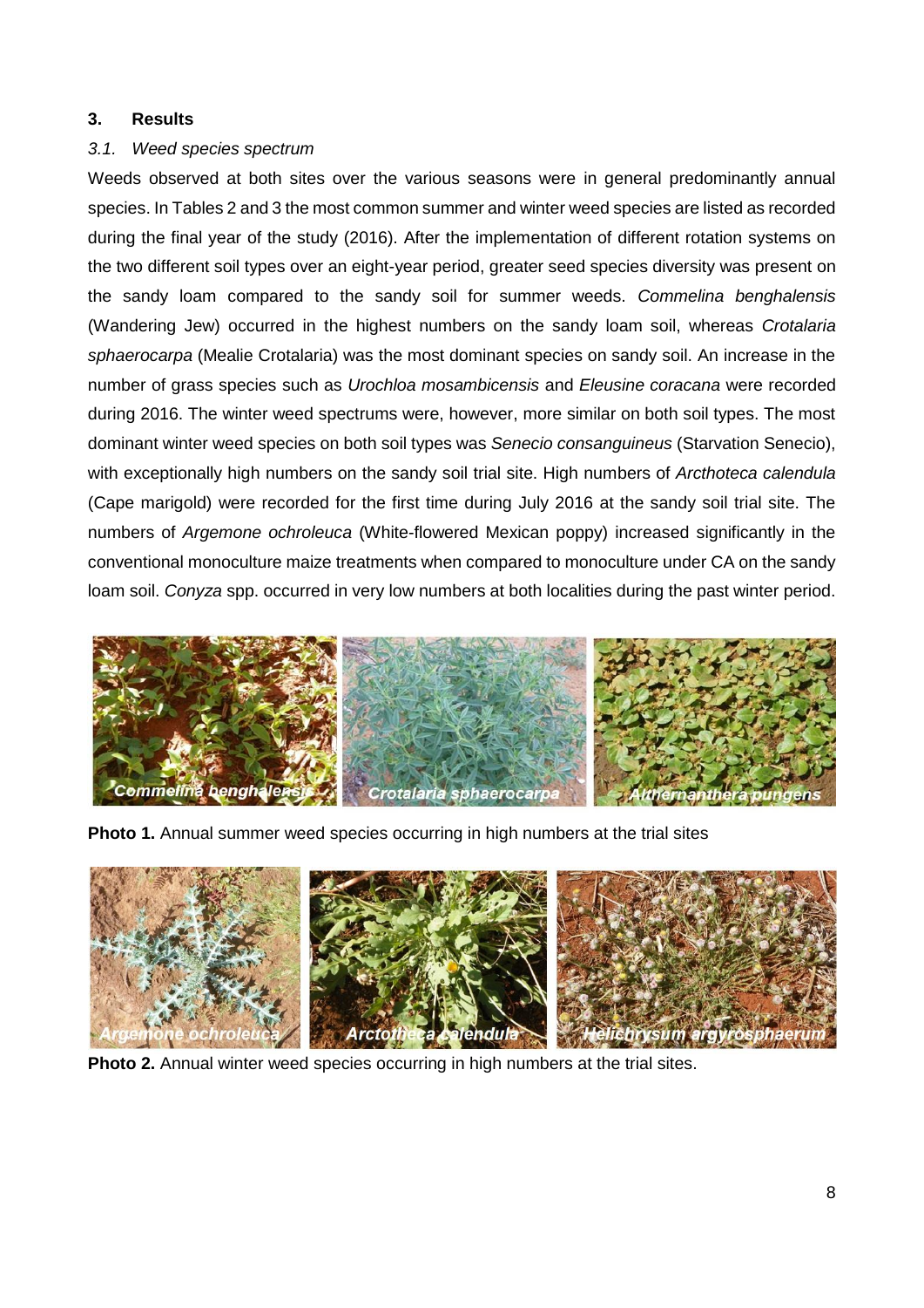## 3. Results

### *3.1. Weed species spectrum*

Weeds observed at both sites over the various seasons were in general predominantly annual species. In Tables 2 and 3 the most common summer and winter weed species are listed as recorded during the final year of the study (2016). After the implementation of different rotation systems on the two different soil types over an eight-year period, greater seed species diversity was present on the sandy loam compared to the sandy soil for summer weeds. *Commelina benghalensis* (Wandering Jew) occurred in the highest numbers on the sandy loam soil, whereas *Crotalaria sphaerocarpa* (Mealie Crotalaria) was the most dominant species on sandy soil. An increase in the number of grass species such as *Urochloa mosambicensis* and *Eleusine coracana* were recorded during 2016. The winter weed spectrums were, however, more similar on both soil types. The most dominant winter weed species on both soil types was *Senecio consanguineus* (Starvation Senecio), with exceptionally high numbers on the sandy soil trial site. High numbers of *Arcthoteca calendula* (Cape marigold) were recorded for the first time during July 2016 at the sandy soil trial site. The numbers of *Argemone ochroleuca* (White-flowered Mexican poppy) increased significantly in the conventional monoculture maize treatments when compared to monoculture under CA on the sandy loam soil. *Conyza* spp. occurred in very low numbers at both localities during the past winter period.

**Photo 1.** Annual summer weed species occurring in high numbers at the trial sites

**Photo 2.** Annual winter weed species occurring in high numbers at the trial sites.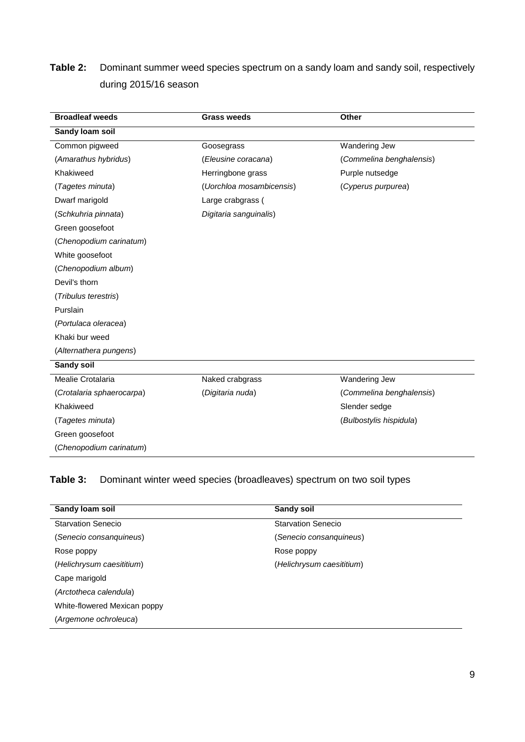**Table 2:** Dominant summer weed species spectrum on a sandy loam and sandy soil, respectively during 2015/16 season

| Broadleaf weeds | Grass weeds | Other |
|---|---|---|
| **Sandy loam soil** | | |
| Common pigweed | Goosegrass | Wandering Jew |
| (*Amarathus hybridus*) | (*Eleusine coracana*) | (*Commelina benghalensis*) |
| Khakiweed | Herringbone grass | Purple nutsedge |
| (*Tagetes minuta*) | (*Uorchloa mosambicensis*) | (*Cyperus purpurea*) |
| Dwarf marigold | Large crabgrass ( | |
| (*Schkuhria pinnata*) | *Digitaria sanguinalis*) | |
| Green goosefoot | | |
| (*Chenopodium carinatum*) | | |
| White goosefoot | | |
| (*Chenopodium album*) | | |
| Devil's thorn | | |
| (*Tribulus terestris*) | | |
| Purslain | | |
| (*Portulaca oleracea*) | | |
| Khaki bur weed | | |
| (*Alternathera pungens*) | | |
| **Sandy soil** | | |
| Mealie Crotalaria | Naked crabgrass | Wandering Jew |
| (*Crotalaria sphaerocarpa*) | (*Digitaria nuda*) | (*Commelina benghalensis*) |
| Khakiweed | | Slender sedge |
| (*Tagetes minuta*) | | (*Bulbostylis hispidula*) |
| Green goosefoot | | |
| (*Chenopodium carinatum*) | | |

**Table 3:** Dominant winter weed species (broadleaves) spectrum on two soil types

| Sandy loam soil | Sandy soil |
|---|---|
| Starvation Senecio | Starvation Senecio |
| (*Senecio consanquineus*) | (*Senecio consanquineus*) |
| Rose poppy | Rose poppy |
| (*Helichrysum caesititium*) | (*Helichrysum caesititium*) |
| Cape marigold | |
| (*Arctotheca calendula*) | |
| White-flowered Mexican poppy | |
| (*Argemone ochroleuca*) | |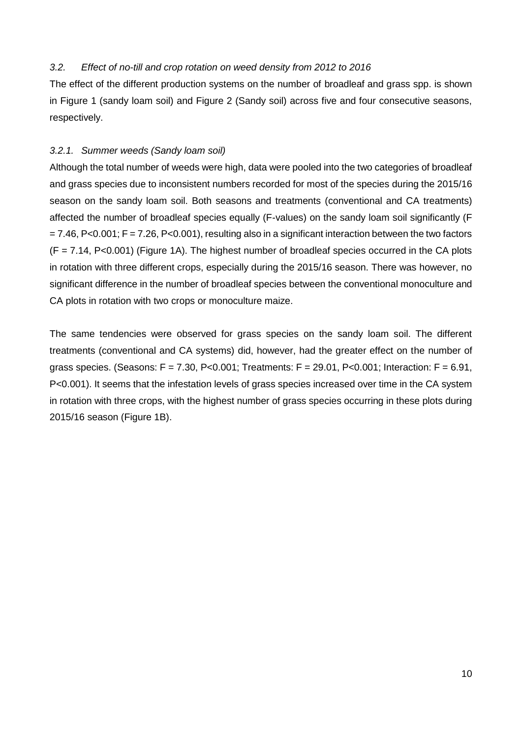### *3.2. Effect of no-till and crop rotation on weed density from 2012 to 2016*

The effect of the different production systems on the number of broadleaf and grass spp. is shown in Figure 1 (sandy loam soil) and Figure 2 (Sandy soil) across five and four consecutive seasons, respectively.

#### *3.2.1. Summer weeds (Sandy loam soil)*

Although the total number of weeds were high, data were pooled into the two categories of broadleaf and grass species due to inconsistent numbers recorded for most of the species during the 2015/16 season on the sandy loam soil. Both seasons and treatments (conventional and CA treatments) affected the number of broadleaf species equally (F-values) on the sandy loam soil significantly ($F = 7.46$, $P<0.001$; $F = 7.26$, $P<0.001$), resulting also in a significant interaction between the two factors ($F = 7.14$, $P<0.001$) (Figure 1A). The highest number of broadleaf species occurred in the CA plots in rotation with three different crops, especially during the 2015/16 season. There was however, no significant difference in the number of broadleaf species between the conventional monoculture and CA plots in rotation with two crops or monoculture maize.

The same tendencies were observed for grass species on the sandy loam soil. The different treatments (conventional and CA systems) did, however, had the greater effect on the number of grass species. (Seasons: $F = 7.30$, $P<0.001$; Treatments: $F = 29.01$, $P<0.001$; Interaction: $F = 6.91$, $P<0.001$). It seems that the infestation levels of grass species increased over time in the CA system in rotation with three crops, with the highest number of grass species occurring in these plots during 2015/16 season (Figure 1B).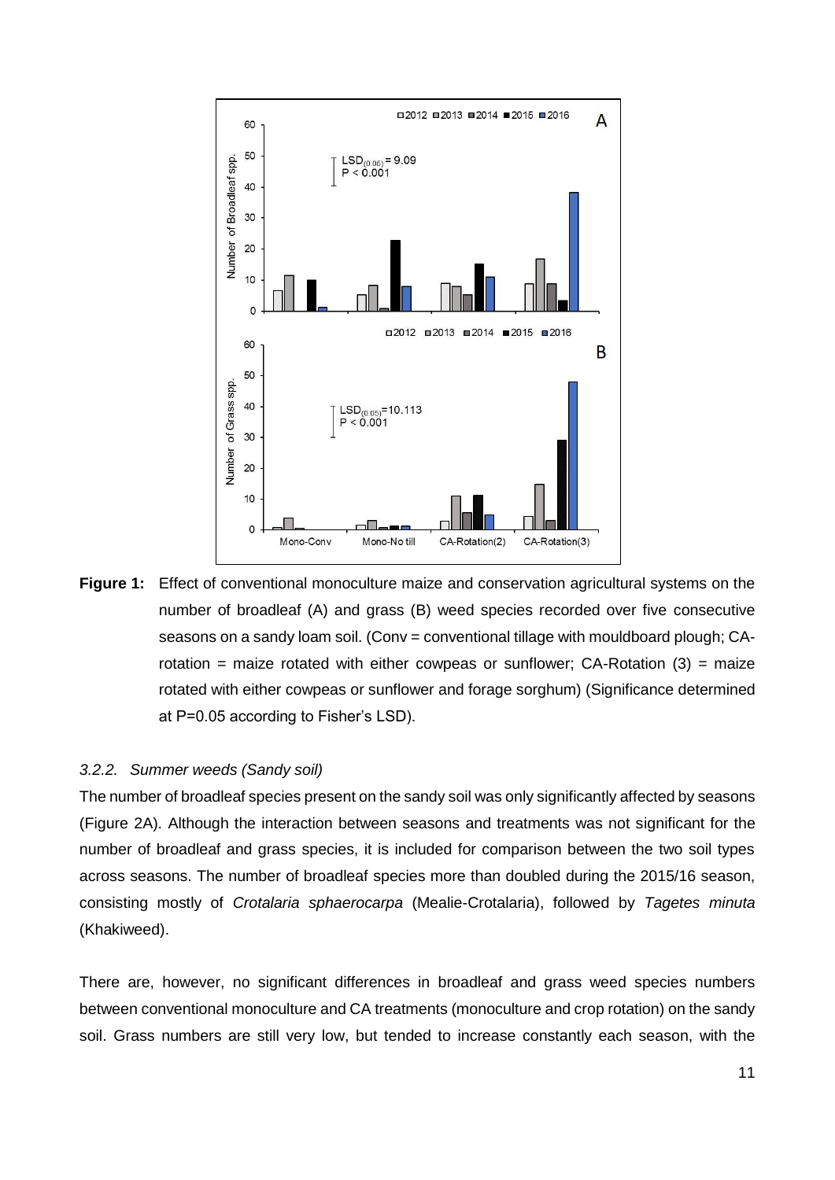**Figure 1:** Effect of conventional monoculture maize and conservation agricultural systems on the number of broadleaf (A) and grass (B) weed species recorded over five consecutive seasons on a sandy loam soil. (Conv = conventional tillage with mouldboard plough; CA-rotation = maize rotated with either cowpeas or sunflower; CA-Rotation (3) = maize rotated with either cowpeas or sunflower and forage sorghum) (Significance determined at P=0.05 according to Fisher's LSD).

### *3.2.2. Summer weeds (Sandy soil)*

The number of broadleaf species present on the sandy soil was only significantly affected by seasons (Figure 2A). Although the interaction between seasons and treatments was not significant for the number of broadleaf and grass species, it is included for comparison between the two soil types across seasons. The number of broadleaf species more than doubled during the 2015/16 season, consisting mostly of *Crotalaria sphaerocarpa* (Mealie-Crotalaria), followed by *Tagetes minuta* (Khakiweed).

There are, however, no significant differences in broadleaf and grass weed species numbers between conventional monoculture and CA treatments (monoculture and crop rotation) on the sandy soil. Grass numbers are still very low, but tended to increase constantly each season, with the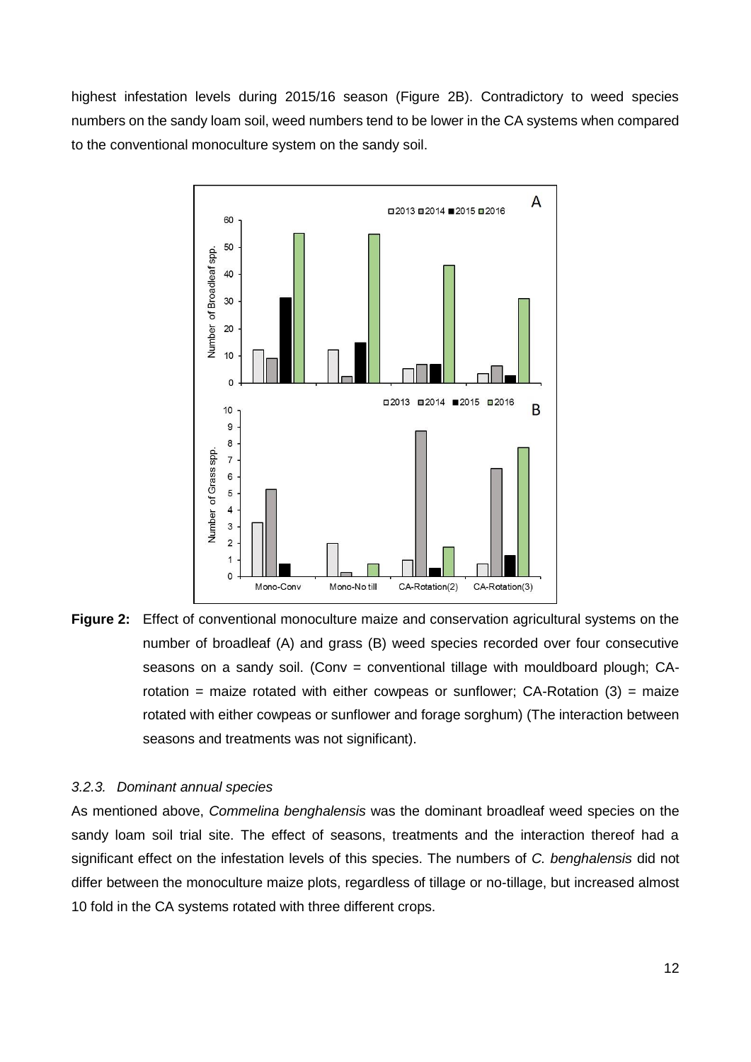highest infestation levels during 2015/16 season (Figure 2B). Contradictory to weed species numbers on the sandy loam soil, weed numbers tend to be lower in the CA systems when compared to the conventional monoculture system on the sandy soil.

**Figure 2:** Effect of conventional monoculture maize and conservation agricultural systems on the number of broadleaf (A) and grass (B) weed species recorded over four consecutive seasons on a sandy soil. (Conv = conventional tillage with mouldboard plough; CA-rotation = maize rotated with either cowpeas or sunflower; CA-Rotation (3) = maize rotated with either cowpeas or sunflower and forage sorghum) (The interaction between seasons and treatments was not significant).

### *3.2.3. Dominant annual species*

As mentioned above, *Commelina benghalensis* was the dominant broadleaf weed species on the sandy loam soil trial site. The effect of seasons, treatments and the interaction thereof had a significant effect on the infestation levels of this species. The numbers of *C. benghalensis* did not differ between the monoculture maize plots, regardless of tillage or no-tillage, but increased almost 10 fold in the CA systems rotated with three different crops.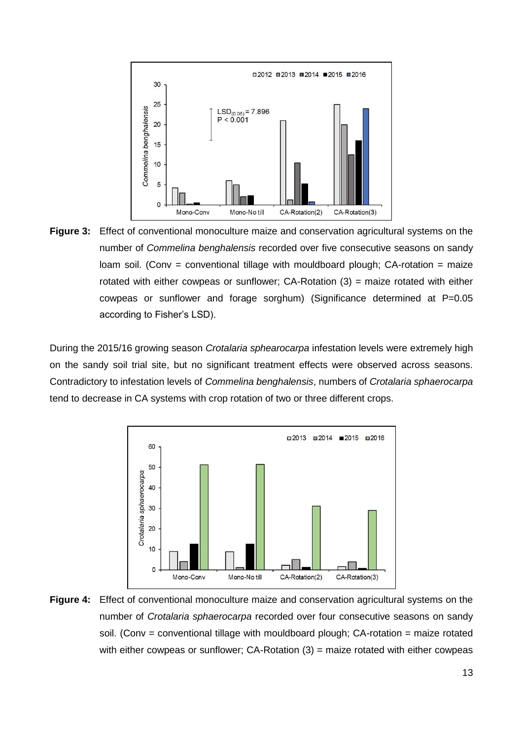**Figure 3:** Effect of conventional monoculture maize and conservation agricultural systems on the number of *Commelina benghalensis* recorded over five consecutive seasons on sandy loam soil. (Conv = conventional tillage with mouldboard plough; CA-rotation = maize rotated with either cowpeas or sunflower; CA-Rotation (3) = maize rotated with either cowpeas or sunflower and forage sorghum) (Significance determined at P=0.05 according to Fisher's LSD).

During the 2015/16 growing season *Crotalaria sphearocarpa* infestation levels were extremely high on the sandy soil trial site, but no significant treatment effects were observed across seasons. Contradictory to infestation levels of *Commelina benghalensis*, numbers of *Crotalaria sphaerocarpa* tend to decrease in CA systems with crop rotation of two or three different crops.

**Figure 4:** Effect of conventional monoculture maize and conservation agricultural systems on the number of *Crotalaria sphaerocarpa* recorded over four consecutive seasons on sandy soil. (Conv = conventional tillage with mouldboard plough; CA-rotation = maize rotated with either cowpeas or sunflower; CA-Rotation (3) = maize rotated with either cowpeas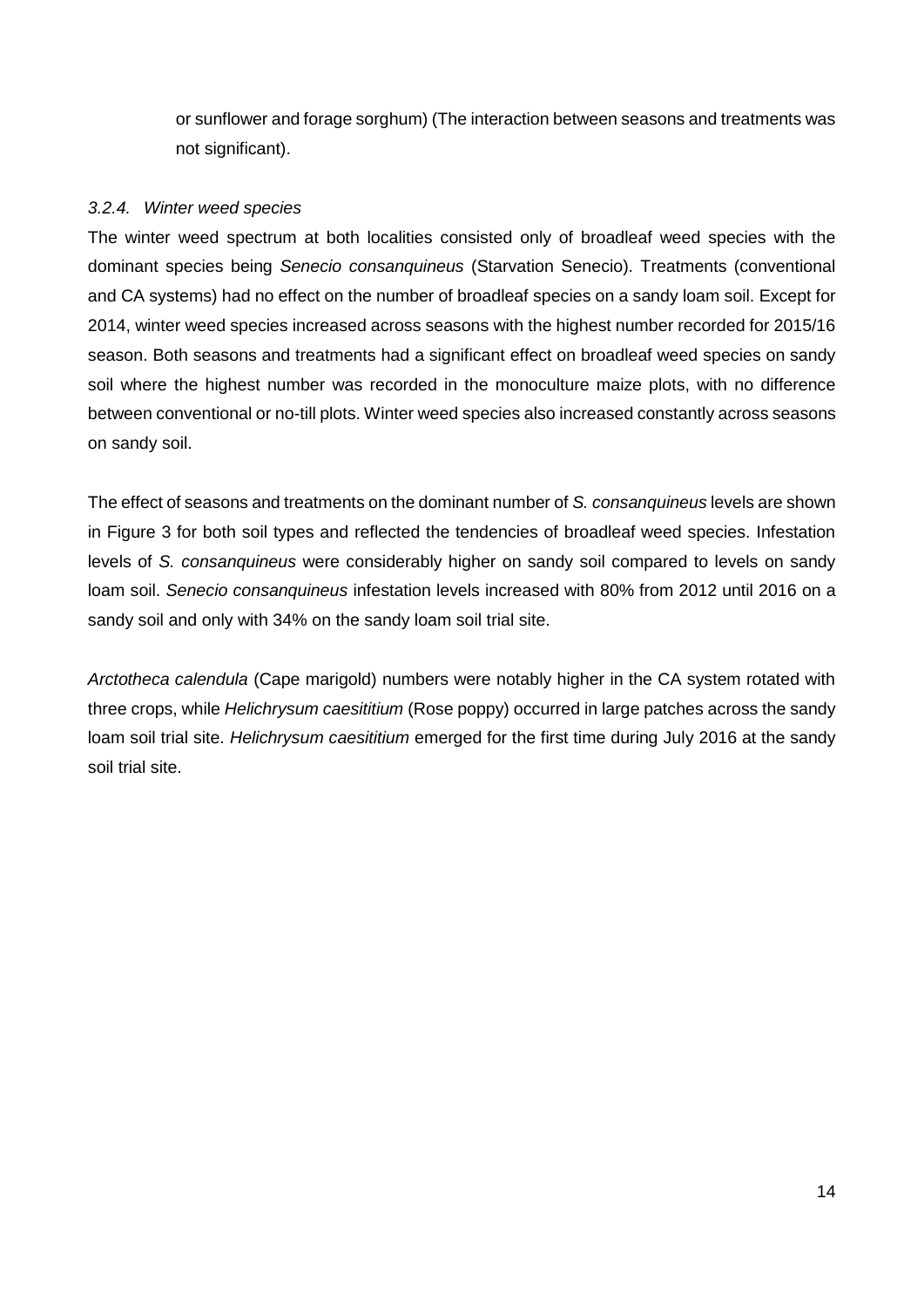or sunflower and forage sorghum) (The interaction between seasons and treatments was not significant).

### *3.2.4. Winter weed species*

The winter weed spectrum at both localities consisted only of broadleaf weed species with the dominant species being *Senecio consanquineus* (Starvation Senecio). Treatments (conventional and CA systems) had no effect on the number of broadleaf species on a sandy loam soil. Except for 2014, winter weed species increased across seasons with the highest number recorded for 2015/16 season. Both seasons and treatments had a significant effect on broadleaf weed species on sandy soil where the highest number was recorded in the monoculture maize plots, with no difference between conventional or no-till plots. Winter weed species also increased constantly across seasons on sandy soil.

The effect of seasons and treatments on the dominant number of *S. consanquineus* levels are shown in Figure 3 for both soil types and reflected the tendencies of broadleaf weed species. Infestation levels of *S. consanquineus* were considerably higher on sandy soil compared to levels on sandy loam soil. *Senecio consanquineus* infestation levels increased with 80% from 2012 until 2016 on a sandy soil and only with 34% on the sandy loam soil trial site.

*Arctotheca calendula* (Cape marigold) numbers were notably higher in the CA system rotated with three crops, while *Helichrysum caesititium* (Rose poppy) occurred in large patches across the sandy loam soil trial site. *Helichrysum caesititium* emerged for the first time during July 2016 at the sandy soil trial site.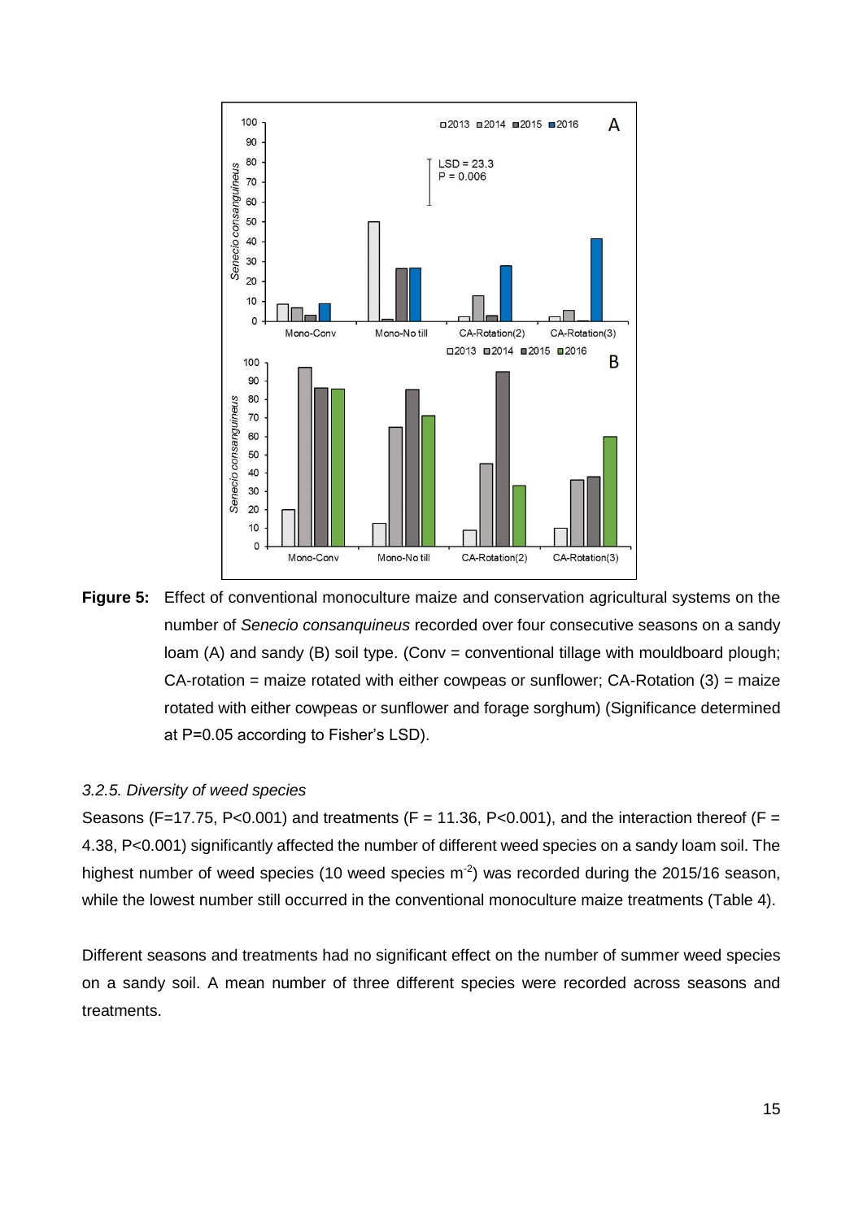**Figure 5:** Effect of conventional monoculture maize and conservation agricultural systems on the number of *Senecio consanquineus* recorded over four consecutive seasons on a sandy loam (A) and sandy (B) soil type. (Conv = conventional tillage with mouldboard plough; CA-rotation = maize rotated with either cowpeas or sunflower; CA-Rotation (3) = maize rotated with either cowpeas or sunflower and forage sorghum) (Significance determined at P=0.05 according to Fisher's LSD).

*3.2.5. Diversity of weed species*

Seasons ($F=17.75$, $P<0.001$) and treatments ($F = 11.36$, $P<0.001$), and the interaction thereof ($F = 4.38$, $P<0.001$) significantly affected the number of different weed species on a sandy loam soil. The highest number of weed species (10 weed species $m^{-2}$) was recorded during the 2015/16 season, while the lowest number still occurred in the conventional monoculture maize treatments (Table 4).

Different seasons and treatments had no significant effect on the number of summer weed species on a sandy soil. A mean number of three different species were recorded across seasons and treatments.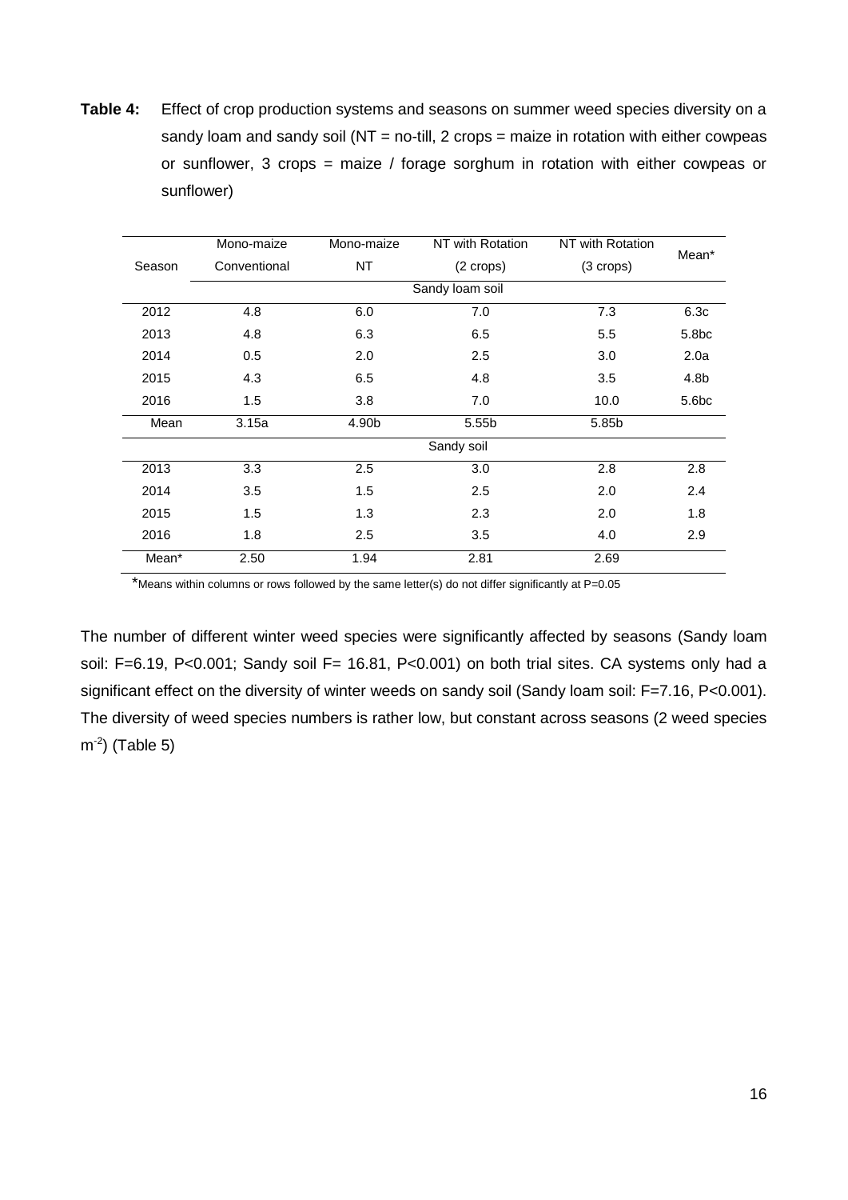**Table 4:** Effect of crop production systems and seasons on summer weed species diversity on a sandy loam and sandy soil (NT = no-till, 2 crops = maize in rotation with either cowpeas or sunflower, 3 crops = maize / forage sorghum in rotation with either cowpeas or sunflower)

| Season | Mono-maize Conventional | Mono-maize NT | NT with Rotation (2 crops) | NT with Rotation (3 crops) | Mean* |
|---|---|---|---|---|---|
| | | | Sandy loam soil | | |
| 2012 | 4.8 | 6.0 | 7.0 | 7.3 | 6.3c |
| 2013 | 4.8 | 6.3 | 6.5 | 5.5 | 5.8bc |
| 2014 | 0.5 | 2.0 | 2.5 | 3.0 | 2.0a |
| 2015 | 4.3 | 6.5 | 4.8 | 3.5 | 4.8b |
| 2016 | 1.5 | 3.8 | 7.0 | 10.0 | 5.6bc |
| Mean | 3.15a | 4.90b | 5.55b | 5.85b | |
| | | | Sandy soil | | |
| 2013 | 3.3 | 2.5 | 3.0 | 2.8 | 2.8 |
| 2014 | 3.5 | 1.5 | 2.5 | 2.0 | 2.4 |
| 2015 | 1.5 | 1.3 | 2.3 | 2.0 | 1.8 |
| 2016 | 1.8 | 2.5 | 3.5 | 4.0 | 2.9 |
| Mean* | 2.50 | 1.94 | 2.81 | 2.69 | |

*Means within columns or rows followed by the same letter(s) do not differ significantly at P=0.05

The number of different winter weed species were significantly affected by seasons (Sandy loam soil: F=6.19, P<0.001; Sandy soil F= 16.81, P<0.001) on both trial sites. CA systems only had a significant effect on the diversity of winter weeds on sandy soil (Sandy loam soil: F=7.16, P<0.001). The diversity of weed species numbers is rather low, but constant across seasons (2 weed species $m^{-2}$) (Table 5)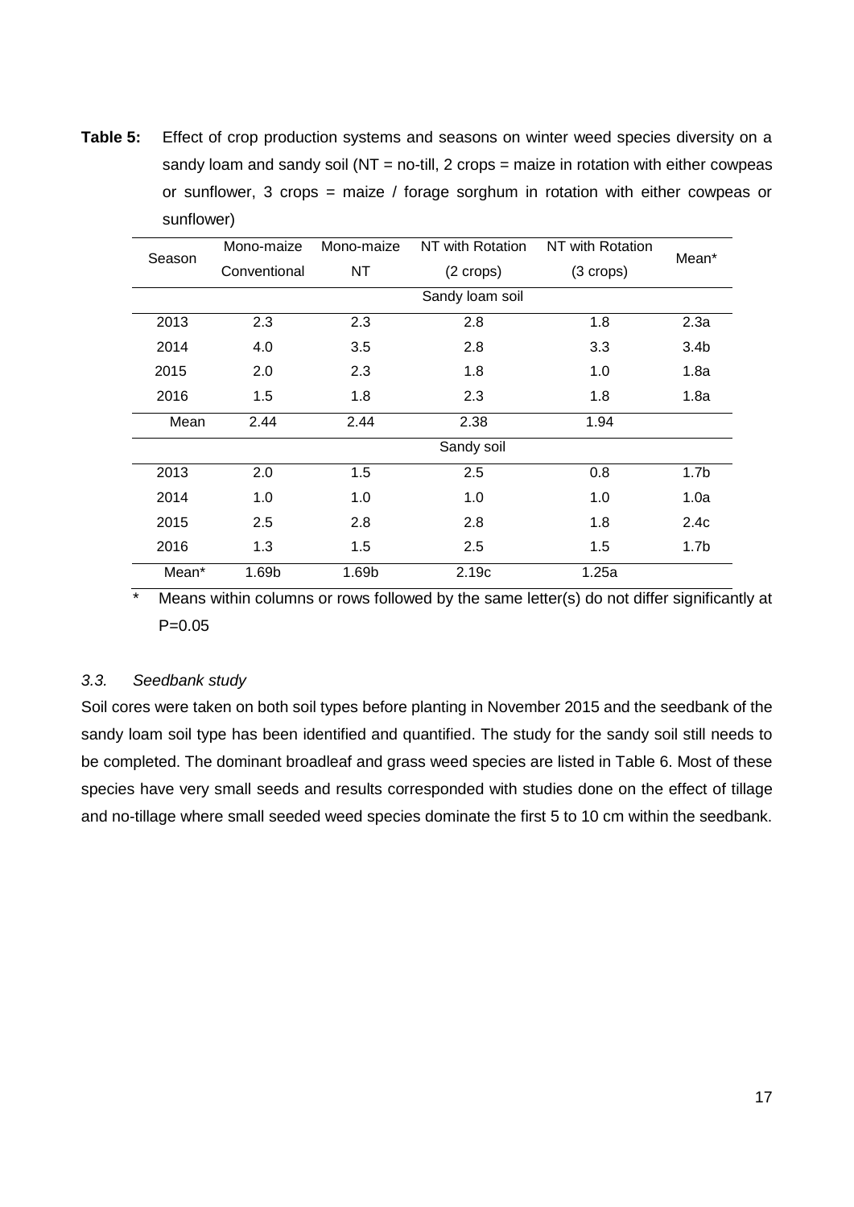**Table 5:** Effect of crop production systems and seasons on winter weed species diversity on a sandy loam and sandy soil (NT = no-till, 2 crops = maize in rotation with either cowpeas or sunflower, 3 crops = maize / forage sorghum in rotation with either cowpeas or sunflower)

| Season | Mono-maize Conventional | Mono-maize NT | NT with Rotation (2 crops) | NT with Rotation (3 crops) | Mean* |
|---|---|---|---|---|---|
| | | | Sandy loam soil | | |
| 2013 | 2.3 | 2.3 | 2.8 | 1.8 | 2.3a |
| 2014 | 4.0 | 3.5 | 2.8 | 3.3 | 3.4b |
| 2015 | 2.0 | 2.3 | 1.8 | 1.0 | 1.8a |
| 2016 | 1.5 | 1.8 | 2.3 | 1.8 | 1.8a |
| Mean | 2.44 | 2.44 | 2.38 | 1.94 | |
| | | | Sandy soil | | |
| 2013 | 2.0 | 1.5 | 2.5 | 0.8 | 1.7b |
| 2014 | 1.0 | 1.0 | 1.0 | 1.0 | 1.0a |
| 2015 | 2.5 | 2.8 | 2.8 | 1.8 | 2.4c |
| 2016 | 1.3 | 1.5 | 2.5 | 1.5 | 1.7b |
| Mean* | 1.69b | 1.69b | 2.19c | 1.25a | |

\* Means within columns or rows followed by the same letter(s) do not differ significantly at P=0.05

### *3.3. Seedbank study*

Soil cores were taken on both soil types before planting in November 2015 and the seedbank of the sandy loam soil type has been identified and quantified. The study for the sandy soil still needs to be completed. The dominant broadleaf and grass weed species are listed in Table 6. Most of these species have very small seeds and results corresponded with studies done on the effect of tillage and no-tillage where small seeded weed species dominate the first 5 to 10 cm within the seedbank.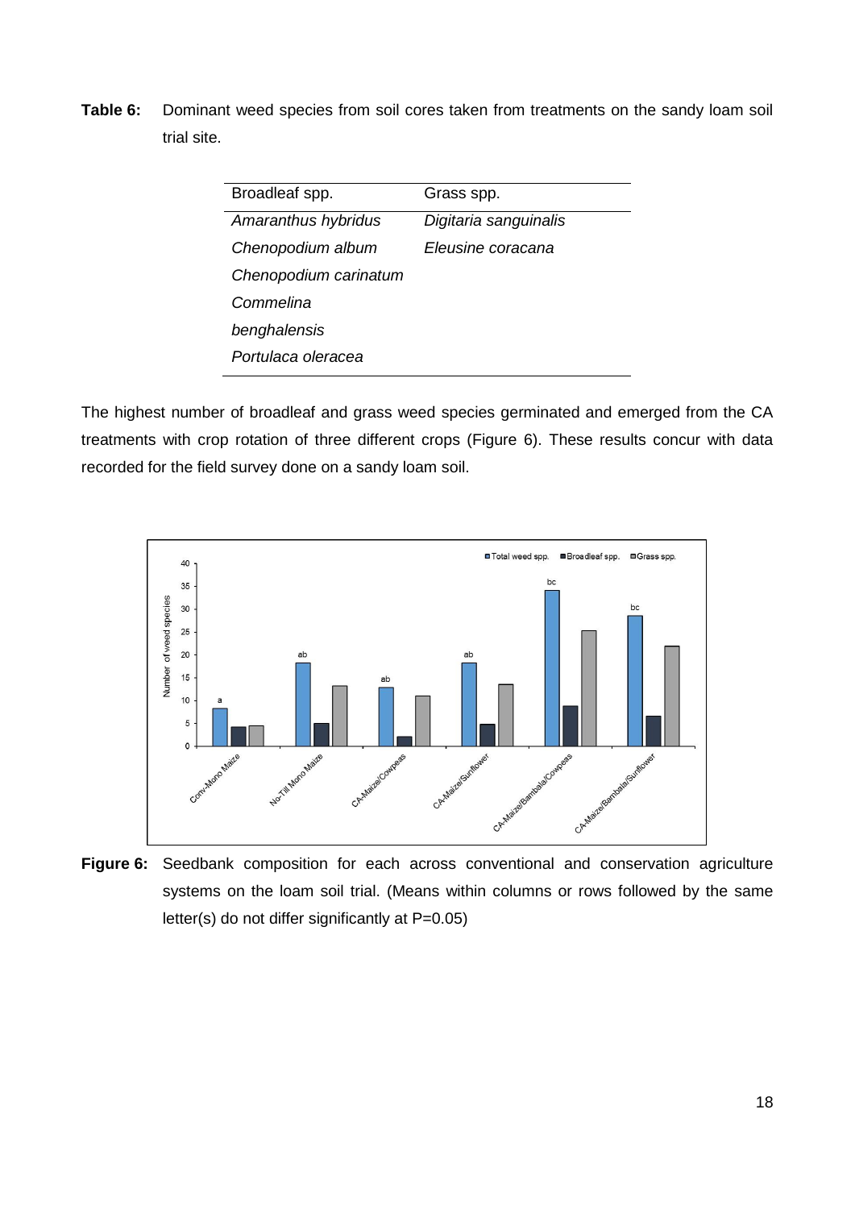**Table 6:** Dominant weed species from soil cores taken from treatments on the sandy loam soil trial site.

| Broadleaf spp. | Grass spp. |
|---|---|
| *Amaranthus hybridus* | *Digitaria sanguinalis* |
| *Chenopodium album* | *Eleusine coracana* |
| *Chenopodium carinatum* | |
| *Commelina benghalensis* | |
| *Portulaca oleracea* | |

The highest number of broadleaf and grass weed species germinated and emerged from the CA treatments with crop rotation of three different crops (Figure 6). These results concur with data recorded for the field survey done on a sandy loam soil.

**Figure 6:** Seedbank composition for each across conventional and conservation agriculture systems on the loam soil trial. (Means within columns or rows followed by the same letter(s) do not differ significantly at P=0.05)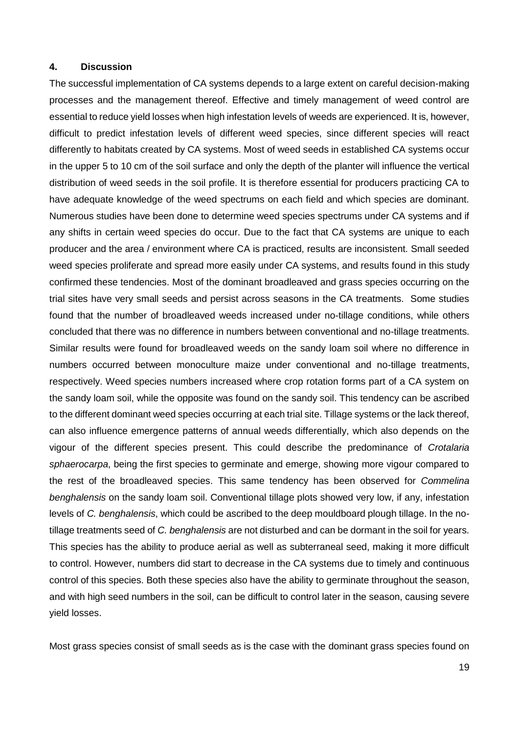## 4. Discussion

The successful implementation of CA systems depends to a large extent on careful decision-making processes and the management thereof. Effective and timely management of weed control are essential to reduce yield losses when high infestation levels of weeds are experienced. It is, however, difficult to predict infestation levels of different weed species, since different species will react differently to habitats created by CA systems. Most of weed seeds in established CA systems occur in the upper 5 to 10 cm of the soil surface and only the depth of the planter will influence the vertical distribution of weed seeds in the soil profile. It is therefore essential for producers practicing CA to have adequate knowledge of the weed spectrums on each field and which species are dominant. Numerous studies have been done to determine weed species spectrums under CA systems and if any shifts in certain weed species do occur. Due to the fact that CA systems are unique to each producer and the area / environment where CA is practiced, results are inconsistent. Small seeded weed species proliferate and spread more easily under CA systems, and results found in this study confirmed these tendencies. Most of the dominant broadleaved and grass species occurring on the trial sites have very small seeds and persist across seasons in the CA treatments. Some studies found that the number of broadleaved weeds increased under no-tillage conditions, while others concluded that there was no difference in numbers between conventional and no-tillage treatments. Similar results were found for broadleaved weeds on the sandy loam soil where no difference in numbers occurred between monoculture maize under conventional and no-tillage treatments, respectively. Weed species numbers increased where crop rotation forms part of a CA system on the sandy loam soil, while the opposite was found on the sandy soil. This tendency can be ascribed to the different dominant weed species occurring at each trial site. Tillage systems or the lack thereof, can also influence emergence patterns of annual weeds differentially, which also depends on the vigour of the different species present. This could describe the predominance of *Crotalaria sphaerocarpa*, being the first species to germinate and emerge, showing more vigour compared to the rest of the broadleaved species. This same tendency has been observed for *Commelina benghalensis* on the sandy loam soil. Conventional tillage plots showed very low, if any, infestation levels of *C. benghalensis*, which could be ascribed to the deep mouldboard plough tillage. In the no-tillage treatments seed of *C. benghalensis* are not disturbed and can be dormant in the soil for years. This species has the ability to produce aerial as well as subterraneal seed, making it more difficult to control. However, numbers did start to decrease in the CA systems due to timely and continuous control of this species. Both these species also have the ability to germinate throughout the season, and with high seed numbers in the soil, can be difficult to control later in the season, causing severe yield losses.

Most grass species consist of small seeds as is the case with the dominant grass species found on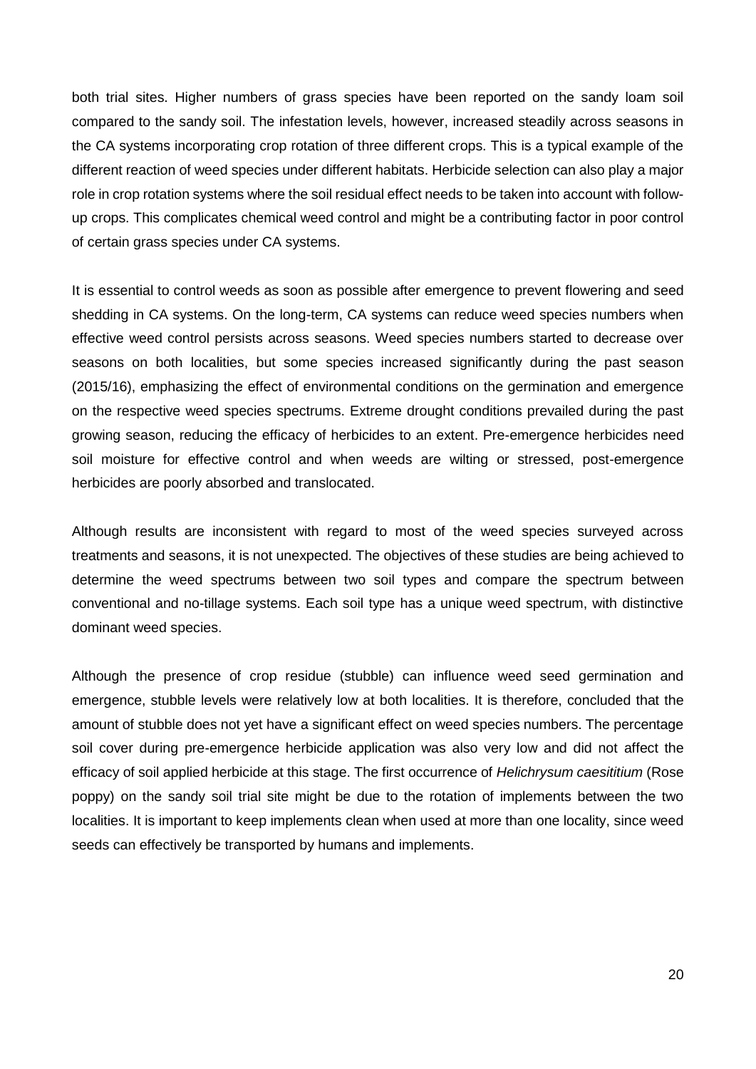both trial sites. Higher numbers of grass species have been reported on the sandy loam soil compared to the sandy soil. The infestation levels, however, increased steadily across seasons in the CA systems incorporating crop rotation of three different crops. This is a typical example of the different reaction of weed species under different habitats. Herbicide selection can also play a major role in crop rotation systems where the soil residual effect needs to be taken into account with follow-up crops. This complicates chemical weed control and might be a contributing factor in poor control of certain grass species under CA systems.

It is essential to control weeds as soon as possible after emergence to prevent flowering and seed shedding in CA systems. On the long-term, CA systems can reduce weed species numbers when effective weed control persists across seasons. Weed species numbers started to decrease over seasons on both localities, but some species increased significantly during the past season (2015/16), emphasizing the effect of environmental conditions on the germination and emergence on the respective weed species spectrums. Extreme drought conditions prevailed during the past growing season, reducing the efficacy of herbicides to an extent. Pre-emergence herbicides need soil moisture for effective control and when weeds are wilting or stressed, post-emergence herbicides are poorly absorbed and translocated.

Although results are inconsistent with regard to most of the weed species surveyed across treatments and seasons, it is not unexpected. The objectives of these studies are being achieved to determine the weed spectrums between two soil types and compare the spectrum between conventional and no-tillage systems. Each soil type has a unique weed spectrum, with distinctive dominant weed species.

Although the presence of crop residue (stubble) can influence weed seed germination and emergence, stubble levels were relatively low at both localities. It is therefore, concluded that the amount of stubble does not yet have a significant effect on weed species numbers. The percentage soil cover during pre-emergence herbicide application was also very low and did not affect the efficacy of soil applied herbicide at this stage. The first occurrence of *Helichrysum caesititium* (Rose poppy) on the sandy soil trial site might be due to the rotation of implements between the two localities. It is important to keep implements clean when used at more than one locality, since weed seeds can effectively be transported by humans and implements.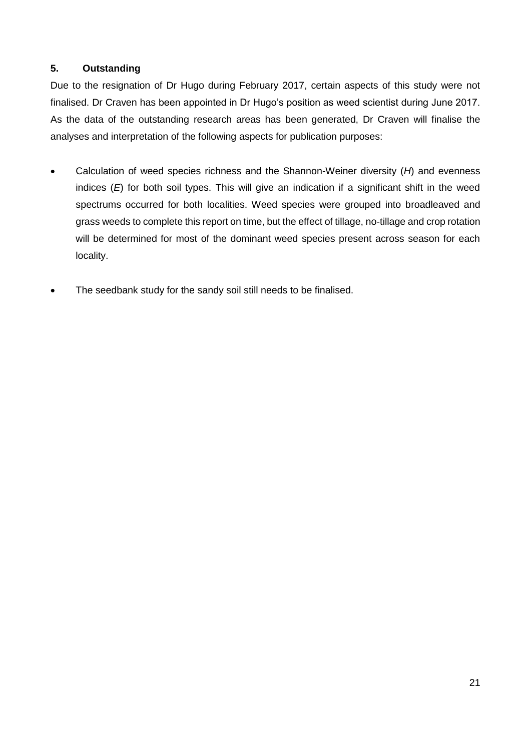## 5. Outstanding

Due to the resignation of Dr Hugo during February 2017, certain aspects of this study were not finalised. Dr Craven has been appointed in Dr Hugo's position as weed scientist during June 2017. As the data of the outstanding research areas has been generated, Dr Craven will finalise the analyses and interpretation of the following aspects for publication purposes:

- Calculation of weed species richness and the Shannon-Weiner diversity (*H*) and evenness indices (*E*) for both soil types. This will give an indication if a significant shift in the weed spectrums occurred for both localities. Weed species were grouped into broadleaved and grass weeds to complete this report on time, but the effect of tillage, no-tillage and crop rotation will be determined for most of the dominant weed species present across season for each locality.

- The seedbank study for the sandy soil still needs to be finalised.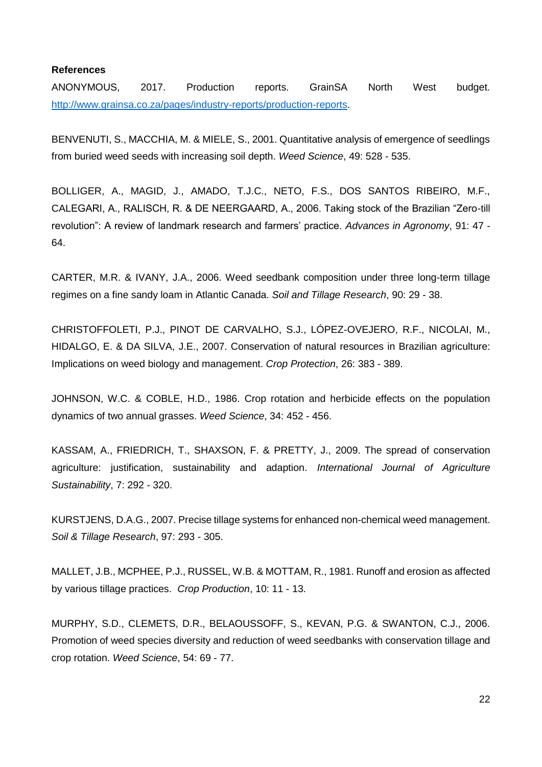**References**

ANONYMOUS, 2017. Production reports. GrainSA North West budget. [http://www.grainsa.co.za/pages/industry-reports/production-reports](http://www.grainsa.co.za/pages/industry-reports/production-reports).

BENVENUTI, S., MACCHIA, M. & MIELE, S., 2001. Quantitative analysis of emergence of seedlings from buried weed seeds with increasing soil depth. *Weed Science*, 49: 528 - 535.

BOLLIGER, A., MAGID, J., AMADO, T.J.C., NETO, F.S., DOS SANTOS RIBEIRO, M.F., CALEGARI, A., RALISCH, R. & DE NEERGAARD, A., 2006. Taking stock of the Brazilian "Zero-till revolution": A review of landmark research and farmers' practice. *Advances in Agronomy*, 91: 47 - 64.

CARTER, M.R. & IVANY, J.A., 2006. Weed seedbank composition under three long-term tillage regimes on a fine sandy loam in Atlantic Canada. *Soil and Tillage Research*, 90: 29 - 38.

CHRISTOFFOLETI, P.J., PINOT DE CARVALHO, S.J., LÓPEZ-OVEJERO, R.F., NICOLAI, M., HIDALGO, E. & DA SILVA, J.E., 2007. Conservation of natural resources in Brazilian agriculture: Implications on weed biology and management. *Crop Protection*, 26: 383 - 389.

JOHNSON, W.C. & COBLE, H.D., 1986. Crop rotation and herbicide effects on the population dynamics of two annual grasses. *Weed Science*, 34: 452 - 456.

KASSAM, A., FRIEDRICH, T., SHAXSON, F. & PRETTY, J., 2009. The spread of conservation agriculture: justification, sustainability and adaption. *International Journal of Agriculture Sustainability*, 7: 292 - 320.

KURSTJENS, D.A.G., 2007. Precise tillage systems for enhanced non-chemical weed management. *Soil & Tillage Research*, 97: 293 - 305.

MALLET, J.B., MCPHEE, P.J., RUSSEL, W.B. & MOTTAM, R., 1981. Runoff and erosion as affected by various tillage practices. *Crop Production*, 10: 11 - 13.

MURPHY, S.D., CLEMETS, D.R., BELAOUSSOFF, S., KEVAN, P.G. & SWANTON, C.J., 2006. Promotion of weed species diversity and reduction of weed seedbanks with conservation tillage and crop rotation. *Weed Science*, 54: 69 - 77.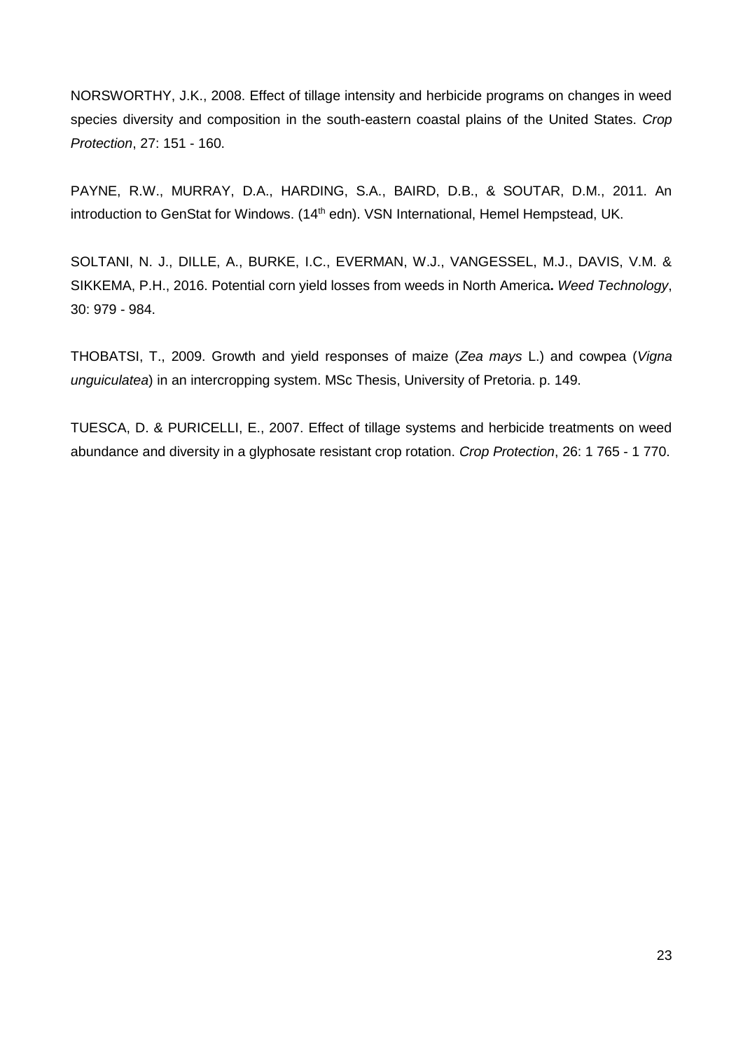NORSWORTHY, J.K., 2008. Effect of tillage intensity and herbicide programs on changes in weed species diversity and composition in the south-eastern coastal plains of the United States. *Crop Protection*, 27: 151 - 160.

PAYNE, R.W., MURRAY, D.A., HARDING, S.A., BAIRD, D.B., & SOUTAR, D.M., 2011. An introduction to GenStat for Windows. (14th edn). VSN International, Hemel Hempstead, UK.

SOLTANI, N. J., DILLE, A., BURKE, I.C., EVERMAN, W.J., VANGESSEL, M.J., DAVIS, V.M. & SIKKEMA, P.H., 2016. Potential corn yield losses from weeds in North America**.** *Weed Technology*, 30: 979 - 984.

THOBATSI, T., 2009. Growth and yield responses of maize (*Zea mays* L.) and cowpea (*Vigna unguiculatea*) in an intercropping system. MSc Thesis, University of Pretoria. p. 149.

TUESCA, D. & PURICELLI, E., 2007. Effect of tillage systems and herbicide treatments on weed abundance and diversity in a glyphosate resistant crop rotation. *Crop Protection*, 26: 1 765 - 1 770.